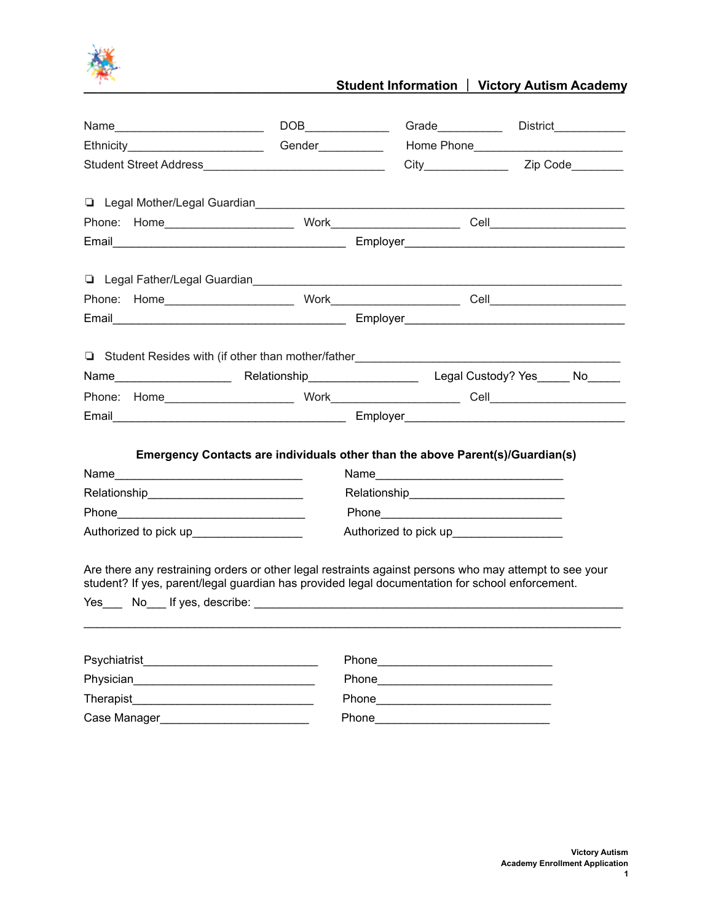## Student Information | Victory Autism Academy

Name_______________________ DOB_____________ Grade__________ District___________

Ethnicity_____________________ Gender__________ Home Phone_______________________

Student Street Address____________________________ City_____________ Zip Code________

❏ Legal Mother/Legal Guardian___________________________________________________________

Phone: Home___________________ Work___________________ Cell_____________________

Email___________________________________ Employer_________________________________

❏ Legal Father/Legal Guardian___________________________________________________________

Phone: Home___________________ Work___________________ Cell_____________________

Email___________________________________ Employer_________________________________

❏ Student Resides with (if other than mother/father_________________________________________

Name__________________ Relationship________________ Legal Custody? Yes_____ No_____

Phone: Home___________________ Work___________________ Cell_____________________

Email___________________________________ Employer_________________________________

**Emergency Contacts are individuals other than the above Parent(s)/Guardian(s)**

Name_____________________________ Name_____________________________

Relationship_______________________ Relationship_______________________

Phone_____________________________ Phone_____________________________

Authorized to pick up________________ Authorized to pick up________________

Are there any restraining orders or other legal restraints against persons who may attempt to see your student? If yes, parent/legal guardian has provided legal documentation for school enforcement.

Yes___ No___ If yes, describe: __________________________________________________________

_____________________________________________________________________________________

Psychiatrist___________________________ Phone___________________________

Physician____________________________ Phone___________________________

Therapist____________________________ Phone___________________________

Case Manager_______________________ Phone___________________________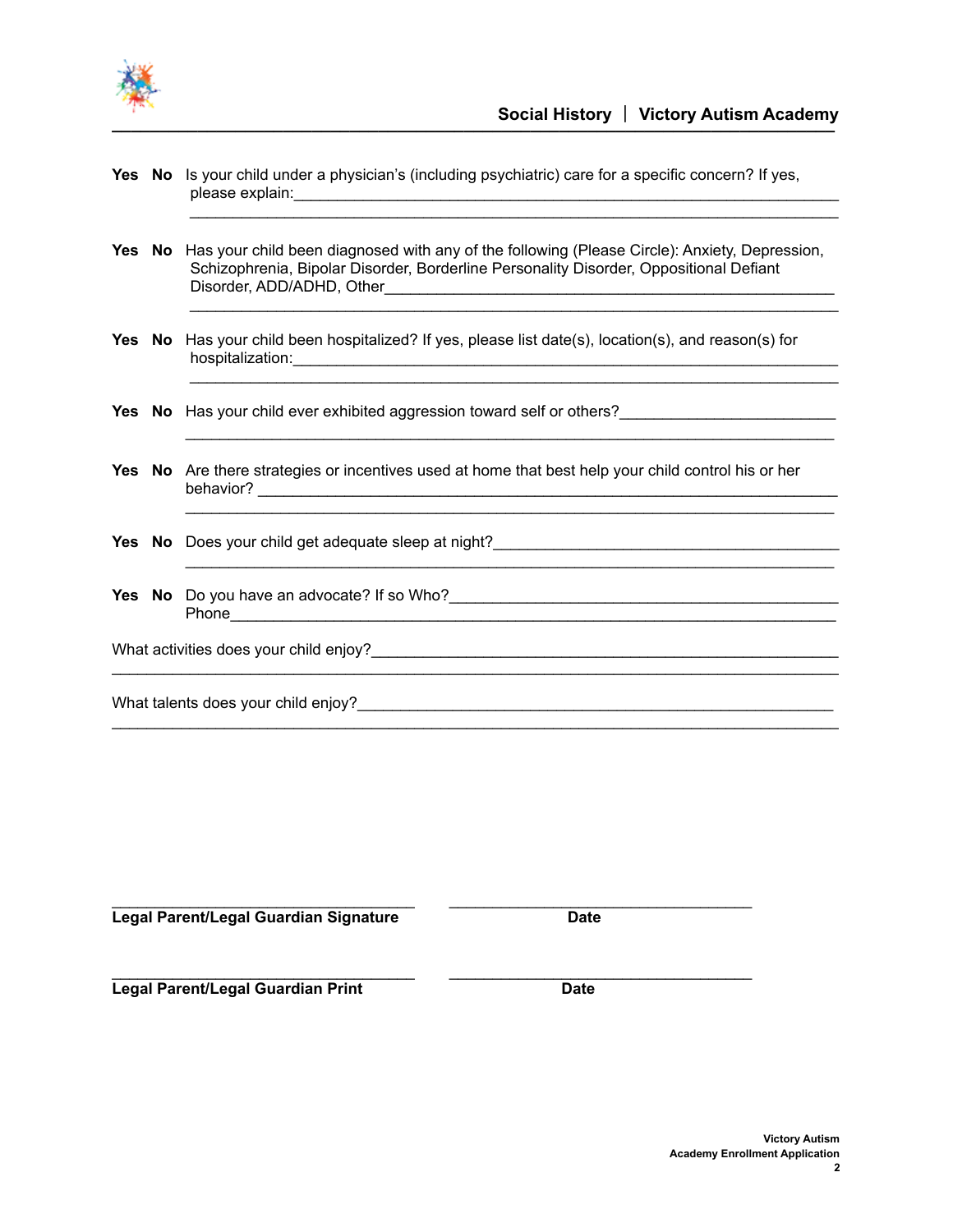**Yes No** Is your child under a physician's (including psychiatric) care for a specific concern? If yes, please explain:\_\_\_\_\_\_\_\_\_\_\_\_\_\_\_\_\_\_\_\_\_\_\_\_\_\_\_\_\_\_\_\_\_\_\_\_\_\_\_\_\_\_\_\_\_\_\_\_\_\_\_\_\_\_\_\_\_\_\_\_\_\_\_\_

\_\_\_\_\_\_\_\_\_\_\_\_\_\_\_\_\_\_\_\_\_\_\_\_\_\_\_\_\_\_\_\_\_\_\_\_\_\_\_\_\_\_\_\_\_\_\_\_\_\_\_\_\_\_\_\_\_\_\_\_\_\_\_\_\_\_\_\_\_\_\_\_\_\_

**Yes No** Has your child been diagnosed with any of the following (Please Circle): Anxiety, Depression, Schizophrenia, Bipolar Disorder, Borderline Personality Disorder, Oppositional Defiant Disorder, ADD/ADHD, Other\_\_\_\_\_\_\_\_\_\_\_\_\_\_\_\_\_\_\_\_\_\_\_\_\_\_\_\_\_\_\_\_\_\_\_\_\_\_\_\_\_\_\_\_\_\_\_\_\_\_\_\_\_\_

\_\_\_\_\_\_\_\_\_\_\_\_\_\_\_\_\_\_\_\_\_\_\_\_\_\_\_\_\_\_\_\_\_\_\_\_\_\_\_\_\_\_\_\_\_\_\_\_\_\_\_\_\_\_\_\_\_\_\_\_\_\_\_\_\_\_\_\_\_\_\_\_\_\_

**Yes No** Has your child been hospitalized? If yes, please list date(s), location(s), and reason(s) for hospitalization:\_\_\_\_\_\_\_\_\_\_\_\_\_\_\_\_\_\_\_\_\_\_\_\_\_\_\_\_\_\_\_\_\_\_\_\_\_\_\_\_\_\_\_\_\_\_\_\_\_\_\_\_\_\_\_\_\_\_\_\_\_\_\_\_

\_\_\_\_\_\_\_\_\_\_\_\_\_\_\_\_\_\_\_\_\_\_\_\_\_\_\_\_\_\_\_\_\_\_\_\_\_\_\_\_\_\_\_\_\_\_\_\_\_\_\_\_\_\_\_\_\_\_\_\_\_\_\_\_\_\_\_\_\_\_\_\_\_\_

**Yes No** Has your child ever exhibited aggression toward self or others?\_\_\_\_\_\_\_\_\_\_\_\_\_\_\_\_\_\_\_\_\_\_\_\_\_

\_\_\_\_\_\_\_\_\_\_\_\_\_\_\_\_\_\_\_\_\_\_\_\_\_\_\_\_\_\_\_\_\_\_\_\_\_\_\_\_\_\_\_\_\_\_\_\_\_\_\_\_\_\_\_\_\_\_\_\_\_\_\_\_\_\_\_\_\_\_\_\_\_\_

**Yes No** Are there strategies or incentives used at home that best help your child control his or her behavior? \_\_\_\_\_\_\_\_\_\_\_\_\_\_\_\_\_\_\_\_\_\_\_\_\_\_\_\_\_\_\_\_\_\_\_\_\_\_\_\_\_\_\_\_\_\_\_\_\_\_\_\_\_\_\_\_\_\_\_\_\_\_\_\_

\_\_\_\_\_\_\_\_\_\_\_\_\_\_\_\_\_\_\_\_\_\_\_\_\_\_\_\_\_\_\_\_\_\_\_\_\_\_\_\_\_\_\_\_\_\_\_\_\_\_\_\_\_\_\_\_\_\_\_\_\_\_\_\_\_\_\_\_\_\_\_\_\_\_

**Yes No** Does your child get adequate sleep at night?\_\_\_\_\_\_\_\_\_\_\_\_\_\_\_\_\_\_\_\_\_\_\_\_\_\_\_\_\_\_\_\_\_\_\_\_\_\_\_\_

\_\_\_\_\_\_\_\_\_\_\_\_\_\_\_\_\_\_\_\_\_\_\_\_\_\_\_\_\_\_\_\_\_\_\_\_\_\_\_\_\_\_\_\_\_\_\_\_\_\_\_\_\_\_\_\_\_\_\_\_\_\_\_\_\_\_\_\_\_\_\_\_\_\_

**Yes No** Do you have an advocate? If so Who?\_\_\_\_\_\_\_\_\_\_\_\_\_\_\_\_\_\_\_\_\_\_\_\_\_\_\_\_\_\_\_\_\_\_\_\_\_\_\_\_\_\_\_\_
Phone\_\_\_\_\_\_\_\_\_\_\_\_\_\_\_\_\_\_\_\_\_\_\_\_\_\_\_\_\_\_\_\_\_\_\_\_\_\_\_\_\_\_\_\_\_\_\_\_\_\_\_\_\_\_\_\_\_\_\_\_\_\_\_\_\_\_\_\_\_

What activities does your child enjoy?\_\_\_\_\_\_\_\_\_\_\_\_\_\_\_\_\_\_\_\_\_\_\_\_\_\_\_\_\_\_\_\_\_\_\_\_\_\_\_\_\_\_\_\_\_\_\_\_\_\_\_\_\_\_\_

\_\_\_\_\_\_\_\_\_\_\_\_\_\_\_\_\_\_\_\_\_\_\_\_\_\_\_\_\_\_\_\_\_\_\_\_\_\_\_\_\_\_\_\_\_\_\_\_\_\_\_\_\_\_\_\_\_\_\_\_\_\_\_\_\_\_\_\_\_\_\_\_\_\_\_\_\_\_\_\_

What talents does your child enjoy?\_\_\_\_\_\_\_\_\_\_\_\_\_\_\_\_\_\_\_\_\_\_\_\_\_\_\_\_\_\_\_\_\_\_\_\_\_\_\_\_\_\_\_\_\_\_\_\_\_\_\_\_\_\_\_

\_\_\_\_\_\_\_\_\_\_\_\_\_\_\_\_\_\_\_\_\_\_\_\_\_\_\_\_\_\_\_\_\_\_\_\_\_\_\_\_\_\_\_\_\_\_\_\_\_\_\_\_\_\_\_\_\_\_\_\_\_\_\_\_\_\_\_\_\_\_\_\_\_\_\_\_\_\_\_\_

\_\_\_\_\_\_\_\_\_\_\_\_\_\_\_\_\_\_\_\_\_\_\_\_\_\_\_\_\_\_\_\_\_\_ \_\_\_\_\_\_\_\_\_\_\_\_\_\_\_\_\_\_\_\_\_\_\_\_\_\_\_\_\_\_\_\_\_\_
**Legal Parent/Legal Guardian Signature** **Date**

\_\_\_\_\_\_\_\_\_\_\_\_\_\_\_\_\_\_\_\_\_\_\_\_\_\_\_\_\_\_\_\_\_\_ \_\_\_\_\_\_\_\_\_\_\_\_\_\_\_\_\_\_\_\_\_\_\_\_\_\_\_\_\_\_\_\_\_\_
**Legal Parent/Legal Guardian Print** **Date**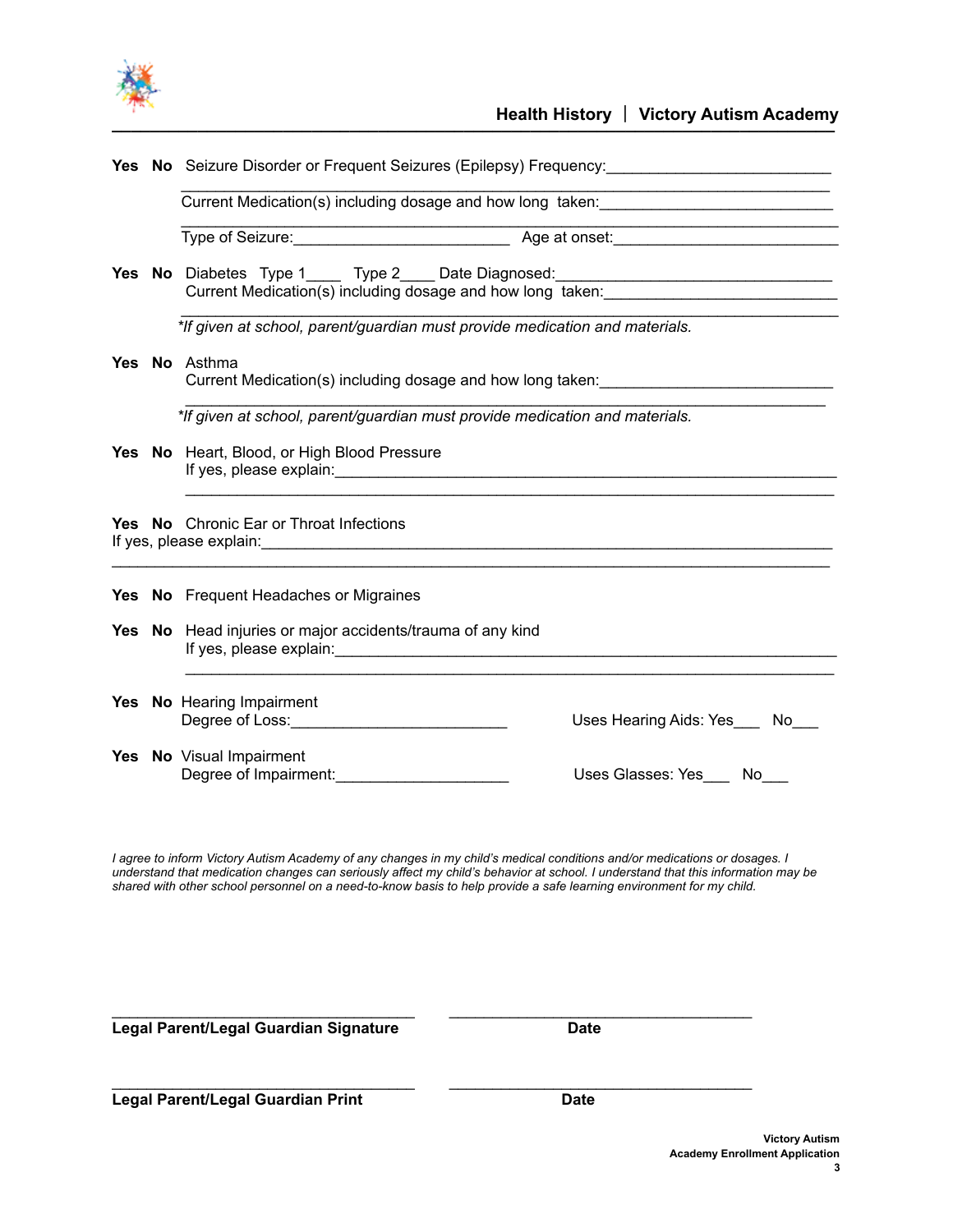## Health History | Victory Autism Academy

**Yes** **No** Seizure Disorder or Frequent Seizures (Epilepsy) Frequency:__________________________

______________________________________________________________________________

Current Medication(s) including dosage and how long taken:__________________________

______________________________________________________________________________

Type of Seizure:_________________________ Age at onset:__________________________

**Yes** **No** Diabetes Type 1____ Type 2____ Date Diagnosed:________________________________

Current Medication(s) including dosage and how long taken:___________________________

______________________________________________________________________________

*\*If given at school, parent/guardian must provide medication and materials.*

**Yes** **No** Asthma

Current Medication(s) including dosage and how long taken:___________________________

______________________________________________________________________________

*\*If given at school, parent/guardian must provide medication and materials.*

**Yes** **No** Heart, Blood, or High Blood Pressure

If yes, please explain:_____________________________________________________________

______________________________________________________________________________

**Yes** **No** Chronic Ear or Throat Infections

If yes, please explain:_______________________________________________________________________

______________________________________________________________________________

**Yes** **No** Frequent Headaches or Migraines

**Yes** **No** Head injuries or major accidents/trauma of any kind

If yes, please explain:_____________________________________________________________

______________________________________________________________________________

**Yes** **No** Hearing Impairment

Degree of Loss:_________________________ Uses Hearing Aids: Yes___ No___

**Yes** **No** Visual Impairment

Degree of Impairment:____________________ Uses Glasses: Yes___ No___

*I agree to inform Victory Autism Academy of any changes in my child's medical conditions and/or medications or dosages. I understand that medication changes can seriously affect my child's behavior at school. I understand that this information may be shared with other school personnel on a need-to-know basis to help provide a safe learning environment for my child.*

_____________________________________ _____________________________________

**Legal Parent/Legal Guardian Signature** **Date**

_____________________________________ _____________________________________

**Legal Parent/Legal Guardian Print** **Date**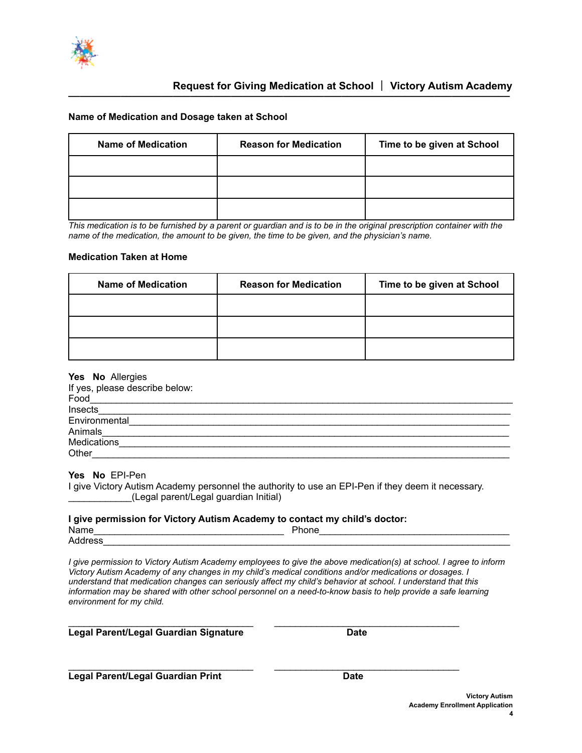## Request for Giving Medication at School | Victory Autism Academy

**Name of Medication and Dosage taken at School**

| Name of Medication | Reason for Medication | Time to be given at School |
|---|---|---|
| | | |
| | | |
| | | |

*This medication is to be furnished by a parent or guardian and is to be in the original prescription container with the name of the medication, the amount to be given, the time to be given, and the physician's name.*

**Medication Taken at Home**

| Name of Medication | Reason for Medication | Time to be given at School |
|---|---|---|
| | | |
| | | |
| | | |

**Yes** **No** Allergies

If yes, please describe below:

Food______________________________________________________________________________

Insects_____________________________________________________________________________

Environmental_______________________________________________________________________

Animals____________________________________________________________________________

Medications_________________________________________________________________________

Other______________________________________________________________________________

**Yes** **No** EPI-Pen

I give Victory Autism Academy personnel the authority to use an EPI-Pen if they deem it necessary.

____________(Legal parent/Legal guardian Initial)

**I give permission for Victory Autism Academy to contact my child's doctor:**

Name_____________________________________ Phone____________________________________

Address_____________________________________________________________________________

*I give permission to Victory Autism Academy employees to give the above medication(s) at school. I agree to inform Victory Autism Academy of any changes in my child's medical conditions and/or medications or dosages. I understand that medication changes can seriously affect my child's behavior at school. I understand that this information may be shared with other school personnel on a need-to-know basis to help provide a safe learning environment for my child.*

_____________________________________ _____________________________________

**Legal Parent/Legal Guardian Signature** **Date**

_____________________________________ _____________________________________

**Legal Parent/Legal Guardian Print** **Date**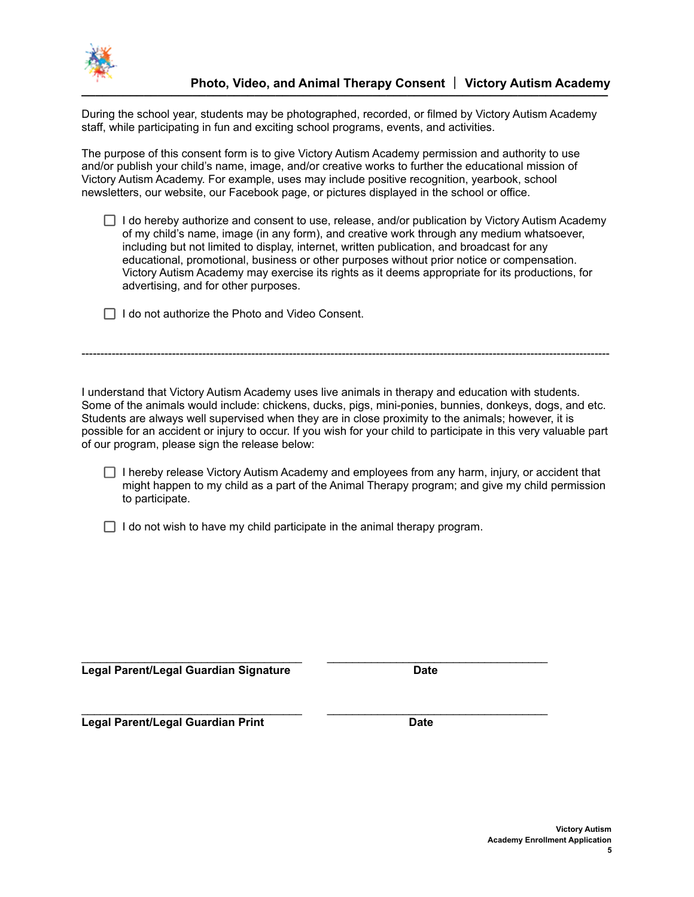## Photo, Video, and Animal Therapy Consent | Victory Autism Academy

During the school year, students may be photographed, recorded, or filmed by Victory Autism Academy staff, while participating in fun and exciting school programs, events, and activities.

The purpose of this consent form is to give Victory Autism Academy permission and authority to use and/or publish your child's name, image, and/or creative works to further the educational mission of Victory Autism Academy. For example, uses may include positive recognition, yearbook, school newsletters, our website, our Facebook page, or pictures displayed in the school or office.

- ☐ I do hereby authorize and consent to use, release, and/or publication by Victory Autism Academy of my child's name, image (in any form), and creative work through any medium whatsoever, including but not limited to display, internet, written publication, and broadcast for any educational, promotional, business or other purposes without prior notice or compensation. Victory Autism Academy may exercise its rights as it deems appropriate for its productions, for advertising, and for other purposes.

- ☐ I do not authorize the Photo and Video Consent.

---

I understand that Victory Autism Academy uses live animals in therapy and education with students. Some of the animals would include: chickens, ducks, pigs, mini-ponies, bunnies, donkeys, dogs, and etc. Students are always well supervised when they are in close proximity to the animals; however, it is possible for an accident or injury to occur. If you wish for your child to participate in this very valuable part of our program, please sign the release below:

- ☐ I hereby release Victory Autism Academy and employees from any harm, injury, or accident that might happen to my child as a part of the Animal Therapy program; and give my child permission to participate.

- ☐ I do not wish to have my child participate in the animal therapy program.

\_\_\_\_\_\_\_\_\_\_\_\_\_\_\_\_\_\_\_\_\_\_\_\_\_\_\_\_\_\_\_\_\_\_\_ \_\_\_\_\_\_\_\_\_\_\_\_\_\_\_\_\_\_\_\_\_\_\_\_\_\_\_\_\_\_\_\_\_\_\_

**Legal Parent/Legal Guardian Signature** **Date**

\_\_\_\_\_\_\_\_\_\_\_\_\_\_\_\_\_\_\_\_\_\_\_\_\_\_\_\_\_\_\_\_\_\_\_ \_\_\_\_\_\_\_\_\_\_\_\_\_\_\_\_\_\_\_\_\_\_\_\_\_\_\_\_\_\_\_\_\_\_\_

**Legal Parent/Legal Guardian Print** **Date**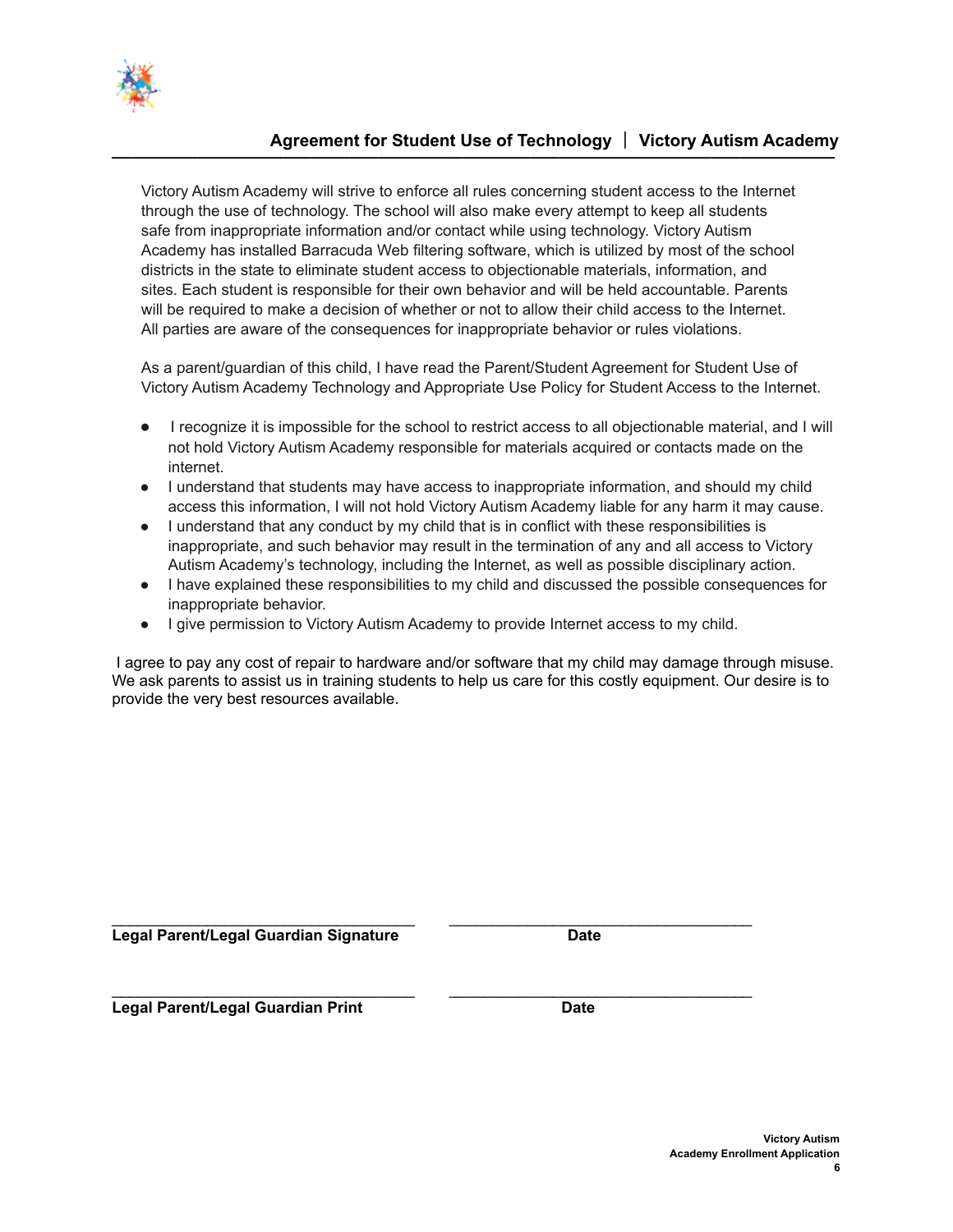## Agreement for Student Use of Technology | Victory Autism Academy

Victory Autism Academy will strive to enforce all rules concerning student access to the Internet through the use of technology. The school will also make every attempt to keep all students safe from inappropriate information and/or contact while using technology. Victory Autism Academy has installed Barracuda Web filtering software, which is utilized by most of the school districts in the state to eliminate student access to objectionable materials, information, and sites. Each student is responsible for their own behavior and will be held accountable. Parents will be required to make a decision of whether or not to allow their child access to the Internet. All parties are aware of the consequences for inappropriate behavior or rules violations.

As a parent/guardian of this child, I have read the Parent/Student Agreement for Student Use of Victory Autism Academy Technology and Appropriate Use Policy for Student Access to the Internet.

- I recognize it is impossible for the school to restrict access to all objectionable material, and I will not hold Victory Autism Academy responsible for materials acquired or contacts made on the internet.
- I understand that students may have access to inappropriate information, and should my child access this information, I will not hold Victory Autism Academy liable for any harm it may cause.
- I understand that any conduct by my child that is in conflict with these responsibilities is inappropriate, and such behavior may result in the termination of any and all access to Victory Autism Academy's technology, including the Internet, as well as possible disciplinary action.
- I have explained these responsibilities to my child and discussed the possible consequences for inappropriate behavior.
- I give permission to Victory Autism Academy to provide Internet access to my child.

I agree to pay any cost of repair to hardware and/or software that my child may damage through misuse. We ask parents to assist us in training students to help us care for this costly equipment. Our desire is to provide the very best resources available.

\_\_\_\_\_\_\_\_\_\_\_\_\_\_\_\_\_\_\_\_\_\_\_\_\_\_\_\_\_\_\_\_\_\_\_\_ \_\_\_\_\_\_\_\_\_\_\_\_\_\_\_\_\_\_\_\_\_\_\_\_\_\_\_\_\_\_\_\_\_\_\_\_

**Legal Parent/Legal Guardian Signature** **Date**

\_\_\_\_\_\_\_\_\_\_\_\_\_\_\_\_\_\_\_\_\_\_\_\_\_\_\_\_\_\_\_\_\_\_\_\_ \_\_\_\_\_\_\_\_\_\_\_\_\_\_\_\_\_\_\_\_\_\_\_\_\_\_\_\_\_\_\_\_\_\_\_\_

**Legal Parent/Legal Guardian Print** **Date**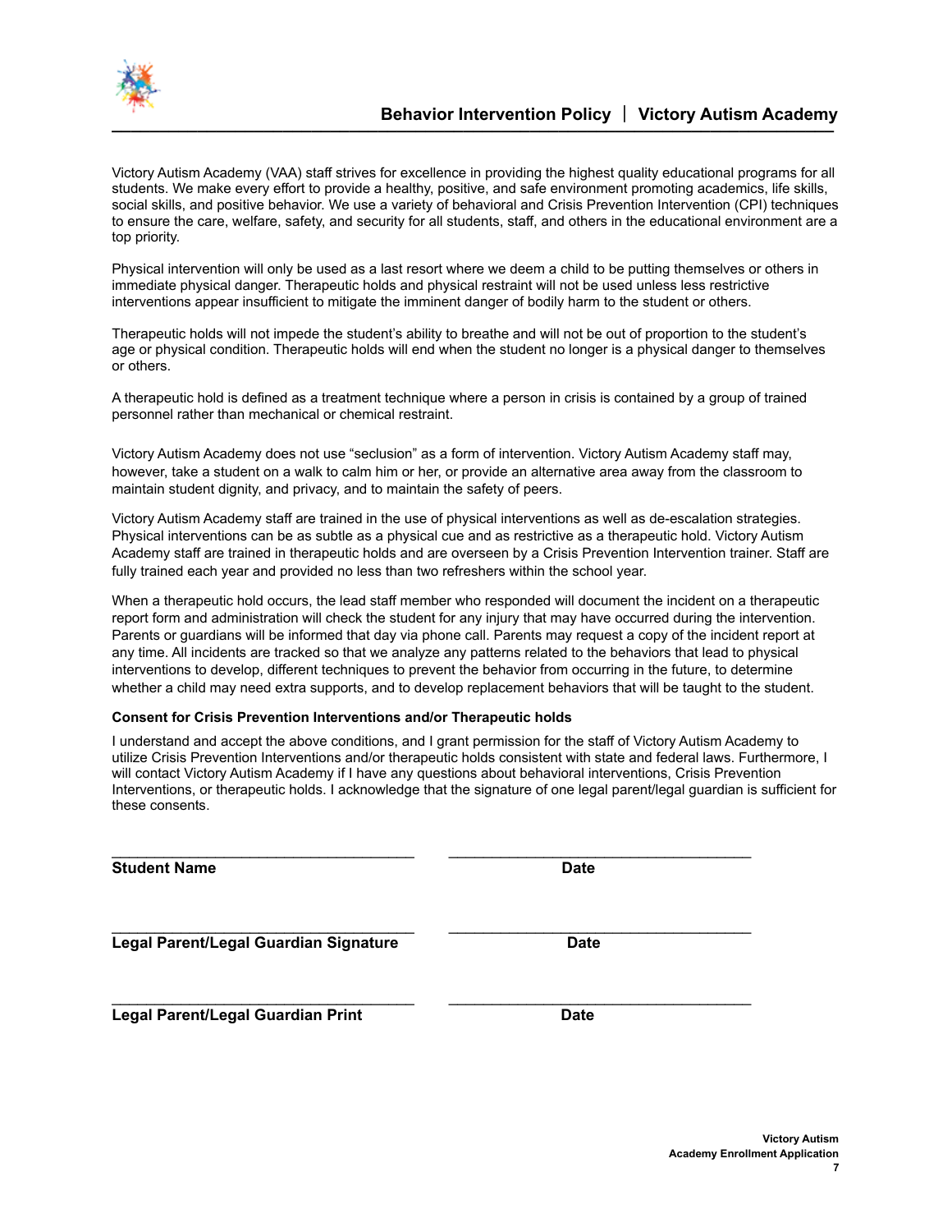# Behavior Intervention Policy | Victory Autism Academy

Victory Autism Academy (VAA) staff strives for excellence in providing the highest quality educational programs for all students. We make every effort to provide a healthy, positive, and safe environment promoting academics, life skills, social skills, and positive behavior. We use a variety of behavioral and Crisis Prevention Intervention (CPI) techniques to ensure the care, welfare, safety, and security for all students, staff, and others in the educational environment are a top priority.

Physical intervention will only be used as a last resort where we deem a child to be putting themselves or others in immediate physical danger. Therapeutic holds and physical restraint will not be used unless less restrictive interventions appear insufficient to mitigate the imminent danger of bodily harm to the student or others.

Therapeutic holds will not impede the student's ability to breathe and will not be out of proportion to the student's age or physical condition. Therapeutic holds will end when the student no longer is a physical danger to themselves or others.

A therapeutic hold is defined as a treatment technique where a person in crisis is contained by a group of trained personnel rather than mechanical or chemical restraint.

Victory Autism Academy does not use "seclusion" as a form of intervention. Victory Autism Academy staff may, however, take a student on a walk to calm him or her, or provide an alternative area away from the classroom to maintain student dignity, and privacy, and to maintain the safety of peers.

Victory Autism Academy staff are trained in the use of physical interventions as well as de-escalation strategies. Physical interventions can be as subtle as a physical cue and as restrictive as a therapeutic hold. Victory Autism Academy staff are trained in therapeutic holds and are overseen by a Crisis Prevention Intervention trainer. Staff are fully trained each year and provided no less than two refreshers within the school year.

When a therapeutic hold occurs, the lead staff member who responded will document the incident on a therapeutic report form and administration will check the student for any injury that may have occurred during the intervention. Parents or guardians will be informed that day via phone call. Parents may request a copy of the incident report at any time. All incidents are tracked so that we analyze any patterns related to the behaviors that lead to physical interventions to develop, different techniques to prevent the behavior from occurring in the future, to determine whether a child may need extra supports, and to develop replacement behaviors that will be taught to the student.

**Consent for Crisis Prevention Interventions and/or Therapeutic holds**

I understand and accept the above conditions, and I grant permission for the staff of Victory Autism Academy to utilize Crisis Prevention Interventions and/or therapeutic holds consistent with state and federal laws. Furthermore, I will contact Victory Autism Academy if I have any questions about behavioral interventions, Crisis Prevention Interventions, or therapeutic holds. I acknowledge that the signature of one legal parent/legal guardian is sufficient for these consents.

\_\_\_\_\_\_\_\_\_\_\_\_\_\_\_\_\_\_\_\_\_\_\_\_\_\_\_\_\_\_\_\_\_\_\_ \_\_\_\_\_\_\_\_\_\_\_\_\_\_\_\_\_\_\_\_\_\_\_\_\_\_\_\_\_\_\_\_\_\_\_

**Student Name** **Date**

\_\_\_\_\_\_\_\_\_\_\_\_\_\_\_\_\_\_\_\_\_\_\_\_\_\_\_\_\_\_\_\_\_\_\_ \_\_\_\_\_\_\_\_\_\_\_\_\_\_\_\_\_\_\_\_\_\_\_\_\_\_\_\_\_\_\_\_\_\_\_

**Legal Parent/Legal Guardian Signature** **Date**

\_\_\_\_\_\_\_\_\_\_\_\_\_\_\_\_\_\_\_\_\_\_\_\_\_\_\_\_\_\_\_\_\_\_\_ \_\_\_\_\_\_\_\_\_\_\_\_\_\_\_\_\_\_\_\_\_\_\_\_\_\_\_\_\_\_\_\_\_\_\_

**Legal Parent/Legal Guardian Print** **Date**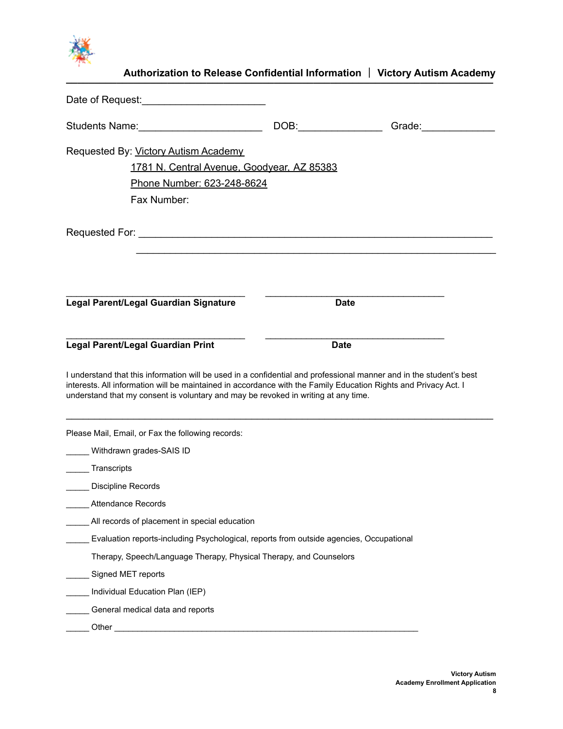## Authorization to Release Confidential Information | Victory Autism Academy

Date of Request:______________________

Students Name:______________________ DOB:_______________ Grade:_____________

Requested By: Victory Autism Academy
1781 N. Central Avenue, Goodyear, AZ 85383
Phone Number: 623-248-8624
Fax Number:

Requested For: ________________________________________________________________
________________________________________________________________

___________________________________ ___________________________________
**Legal Parent/Legal Guardian Signature** **Date**

___________________________________ ___________________________________
**Legal Parent/Legal Guardian Print** **Date**

I understand that this information will be used in a confidential and professional manner and in the student's best interests. All information will be maintained in accordance with the Family Education Rights and Privacy Act. I understand that my consent is voluntary and may be revoked in writing at any time.

---

Please Mail, Email, or Fax the following records:

_____ Withdrawn grades-SAIS ID

_____ Transcripts

_____ Discipline Records

_____ Attendance Records

_____ All records of placement in special education

_____ Evaluation reports-including Psychological, reports from outside agencies, Occupational Therapy, Speech/Language Therapy, Physical Therapy, and Counselors

_____ Signed MET reports

_____ Individual Education Plan (IEP)

_____ General medical data and reports

_____ Other ____________________________________________________________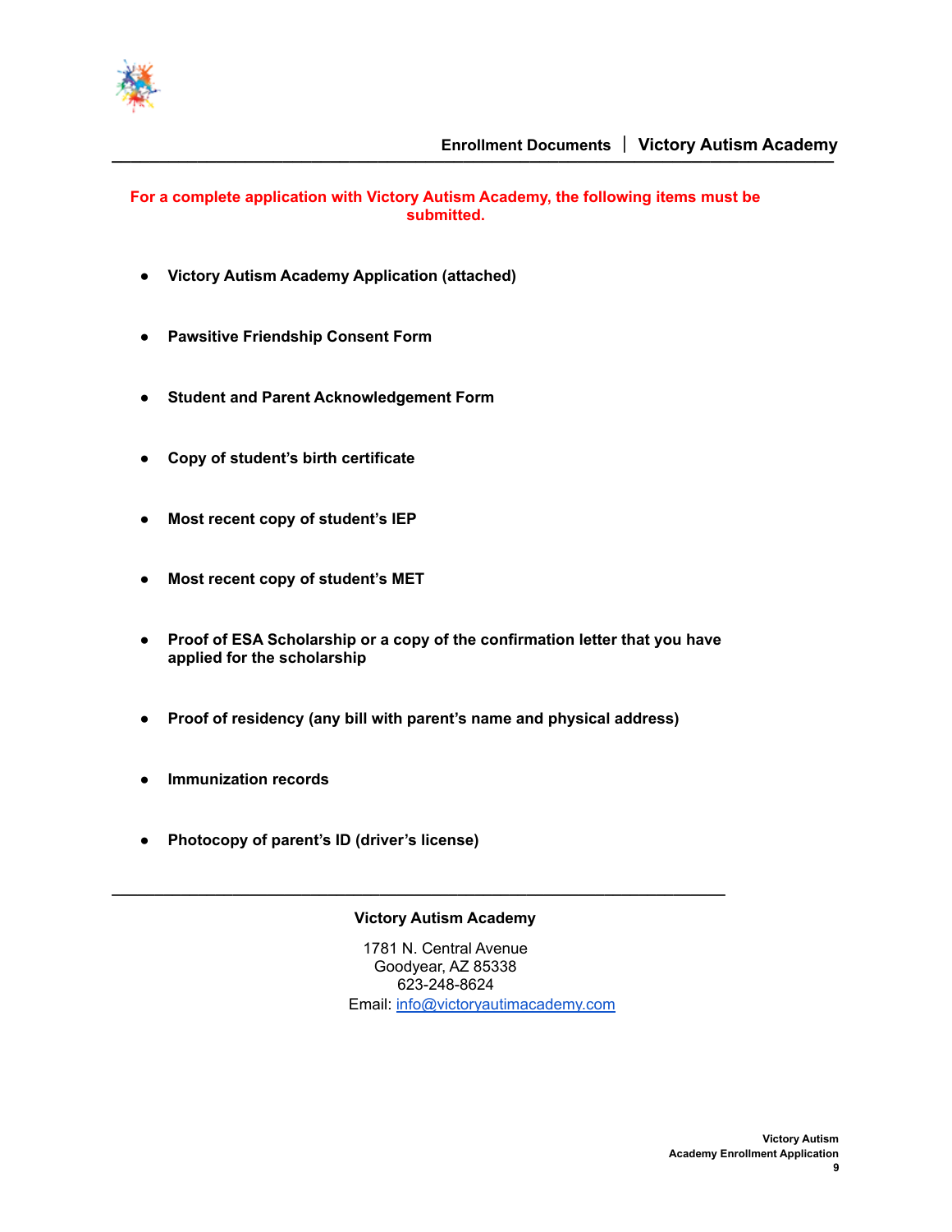**For a complete application with Victory Autism Academy, the following items must be submitted.**

- **Victory Autism Academy Application (attached)**
- **Pawsitive Friendship Consent Form**
- **Student and Parent Acknowledgement Form**
- **Copy of student's birth certificate**
- **Most recent copy of student's IEP**
- **Most recent copy of student's MET**
- **Proof of ESA Scholarship or a copy of the confirmation letter that you have applied for the scholarship**
- **Proof of residency (any bill with parent's name and physical address)**
- **Immunization records**
- **Photocopy of parent's ID (driver's license)**

---

**Victory Autism Academy**

1781 N. Central Avenue
Goodyear, AZ 85338
623-248-8624
Email: info@victoryautimacademy.com